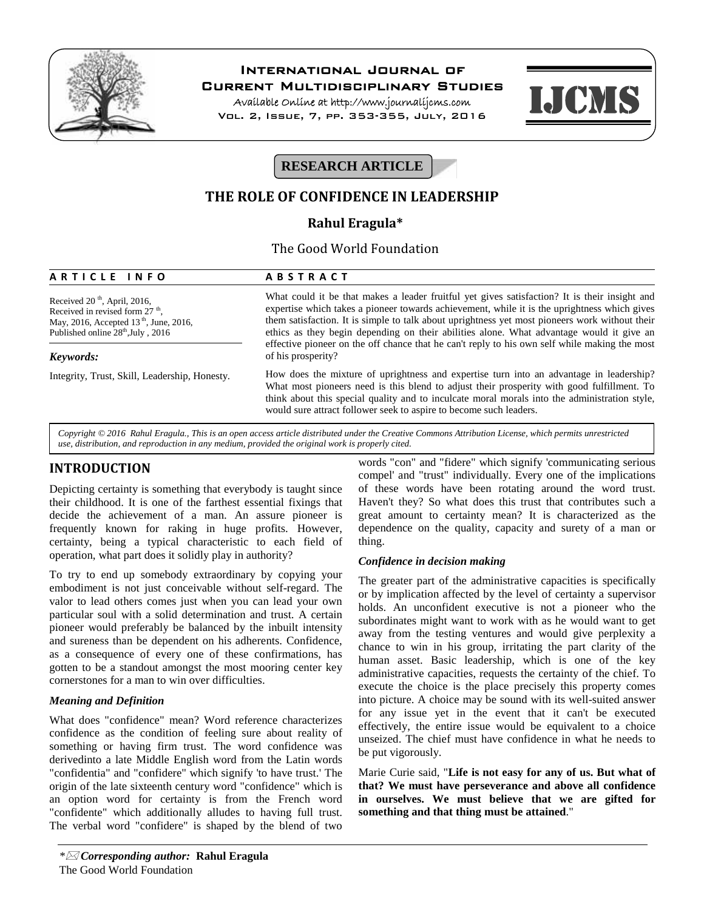RESEARCH ARTICLE

# THE ROLE OF CONFIDENCE IN LEADERSHIP

**Rahul Eragula***

The Good World Foundation

**ARTICLE INFO**

Received 20[th], April, 2016, Received in revised form 27[th], May, 2016, Accepted 13[th], June, 2016, Published online 28[th],July , 2016

***Keywords:***

Integrity, Trust, Skill, Leadership, Honesty.

**ABSTRACT**

What could it be that makes a leader fruitful yet gives satisfaction? It is their insight and expertise which takes a pioneer towards achievement, while it is the uprightness which gives them satisfaction. It is simple to talk about uprightness yet most pioneers work without their ethics as they begin depending on their abilities alone. What advantage would it give an effective pioneer on the off chance that he can't reply to his own self while making the most of his prosperity?

How does the mixture of uprightness and expertise turn into an advantage in leadership? What most pioneers need is this blend to adjust their prosperity with good fulfillment. To think about this special quality and to inculcate moral morals into the administration style, would sure attract follower seek to aspire to become such leaders.

*Copyright © 2016 Rahul Eragula., This is an open access article distributed under the Creative Commons Attribution License, which permits unrestricted use, distribution, and reproduction in any medium, provided the original work is properly cited.*

## INTRODUCTION

Depicting certainty is something that everybody is taught since their childhood. It is one of the farthest essential fixings that decide the achievement of a man. An assure pioneer is frequently known for raking in huge profits. However, certainty, being a typical characteristic to each field of operation, what part does it solidly play in authority?

To try to end up somebody extraordinary by copying your embodiment is not just conceivable without self-regard. The valor to lead others comes just when you can lead your own particular soul with a solid determination and trust. A certain pioneer would preferably be balanced by the inbuilt intensity and sureness than be dependent on his adherents. Confidence, as a consequence of every one of these confirmations, has gotten to be a standout amongst the most mooring center key cornerstones for a man to win over difficulties.

### *Meaning and Definition*

What does "confidence" mean? Word reference characterizes confidence as the condition of feeling sure about reality of something or having firm trust. The word confidence was derivedinto a late Middle English word from the Latin words "confidentia" and "confidere" which signify 'to have trust.' The origin of the late sixteenth century word "confidence" which is an option word for certainty is from the French word "confidente" which additionally alludes to having full trust. The verbal word "confidere" is shaped by the blend of two words "con" and "fidere" which signify 'communicating serious compel' and "trust" individually. Every one of the implications of these words have been rotating around the word trust. Haven't they? So what does this trust that contributes such a great amount to certainty mean? It is characterized as the dependence on the quality, capacity and surety of a man or thing.

### *Confidence in decision making*

The greater part of the administrative capacities is specifically or by implication affected by the level of certainty a supervisor holds. An unconfident executive is not a pioneer who the subordinates might want to work with as he would want to get away from the testing ventures and would give perplexity a chance to win in his group, irritating the part clarity of the human asset. Basic leadership, which is one of the key administrative capacities, requests the certainty of the chief. To execute the choice is the place precisely this property comes into picture. A choice may be sound with its well-suited answer for any issue yet in the event that it can't be executed effectively, the entire issue would be equivalent to a choice unseized. The chief must have confidence in what he needs to be put vigorously.

Marie Curie said, "**Life is not easy for any of us. But what of that? We must have perseverance and above all confidence in ourselves. We must believe that we are gifted for something and that thing must be attained**."

\* ***Corresponding author:*** **Rahul Eragula**
The Good World Foundation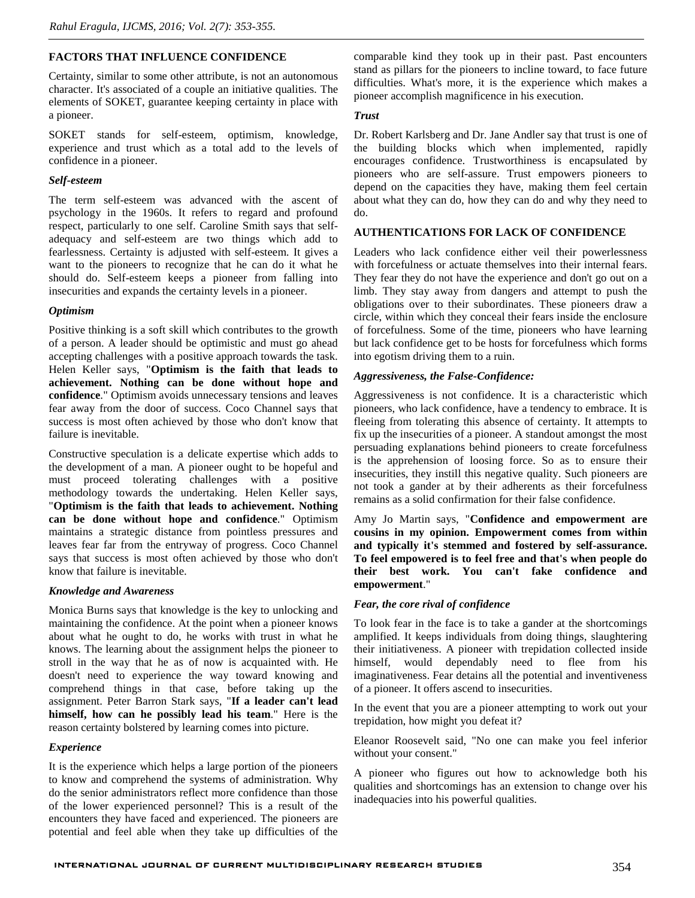## FACTORS THAT INFLUENCE CONFIDENCE

Certainty, similar to some other attribute, is not an autonomous character. It's associated of a couple an initiative qualities. The elements of SOKET, guarantee keeping certainty in place with a pioneer.

SOKET stands for self-esteem, optimism, knowledge, experience and trust which as a total add to the levels of confidence in a pioneer.

### *Self-esteem*

The term self-esteem was advanced with the ascent of psychology in the 1960s. It refers to regard and profound respect, particularly to one self. Caroline Smith says that self-adequacy and self-esteem are two things which add to fearlessness. Certainty is adjusted with self-esteem. It gives a want to the pioneers to recognize that he can do it what he should do. Self-esteem keeps a pioneer from falling into insecurities and expands the certainty levels in a pioneer.

### *Optimism*

Positive thinking is a soft skill which contributes to the growth of a person. A leader should be optimistic and must go ahead accepting challenges with a positive approach towards the task. Helen Keller says, "**Optimism is the faith that leads to achievement. Nothing can be done without hope and confidence**." Optimism avoids unnecessary tensions and leaves fear away from the door of success. Coco Channel says that success is most often achieved by those who don't know that failure is inevitable.

Constructive speculation is a delicate expertise which adds to the development of a man. A pioneer ought to be hopeful and must proceed tolerating challenges with a positive methodology towards the undertaking. Helen Keller says, "**Optimism is the faith that leads to achievement. Nothing can be done without hope and confidence**." Optimism maintains a strategic distance from pointless pressures and leaves fear far from the entryway of progress. Coco Channel says that success is most often achieved by those who don't know that failure is inevitable.

### *Knowledge and Awareness*

Monica Burns says that knowledge is the key to unlocking and maintaining the confidence. At the point when a pioneer knows about what he ought to do, he works with trust in what he knows. The learning about the assignment helps the pioneer to stroll in the way that he as of now is acquainted with. He doesn't need to experience the way toward knowing and comprehend things in that case, before taking up the assignment. Peter Barron Stark says, "**If a leader can't lead himself, how can he possibly lead his team**." Here is the reason certainty bolstered by learning comes into picture.

### *Experience*

It is the experience which helps a large portion of the pioneers to know and comprehend the systems of administration. Why do the senior administrators reflect more confidence than those of the lower experienced personnel? This is a result of the encounters they have faced and experienced. The pioneers are potential and feel able when they take up difficulties of the comparable kind they took up in their past. Past encounters stand as pillars for the pioneers to incline toward, to face future difficulties. What's more, it is the experience which makes a pioneer accomplish magnificence in his execution.

### *Trust*

Dr. Robert Karlsberg and Dr. Jane Andler say that trust is one of the building blocks which when implemented, rapidly encourages confidence. Trustworthiness is encapsulated by pioneers who are self-assure. Trust empowers pioneers to depend on the capacities they have, making them feel certain about what they can do, how they can do and why they need to do.

## AUTHENTICATIONS FOR LACK OF CONFIDENCE

Leaders who lack confidence either veil their powerlessness with forcefulness or actuate themselves into their internal fears. They fear they do not have the experience and don't go out on a limb. They stay away from dangers and attempt to push the obligations over to their subordinates. These pioneers draw a circle, within which they conceal their fears inside the enclosure of forcefulness. Some of the time, pioneers who have learning but lack confidence get to be hosts for forcefulness which forms into egotism driving them to a ruin.

### *Aggressiveness, the False-Confidence:*

Aggressiveness is not confidence. It is a characteristic which pioneers, who lack confidence, have a tendency to embrace. It is fleeing from tolerating this absence of certainty. It attempts to fix up the insecurities of a pioneer. A standout amongst the most persuading explanations behind pioneers to create forcefulness is the apprehension of loosing force. So as to ensure their insecurities, they instill this negative quality. Such pioneers are not took a gander at by their adherents as their forcefulness remains as a solid confirmation for their false confidence.

Amy Jo Martin says, "**Confidence and empowerment are cousins in my opinion. Empowerment comes from within and typically it's stemmed and fostered by self-assurance. To feel empowered is to feel free and that's when people do their best work. You can't fake confidence and empowerment**."

### *Fear, the core rival of confidence*

To look fear in the face is to take a gander at the shortcomings amplified. It keeps individuals from doing things, slaughtering their initiativeness. A pioneer with trepidation collected inside himself, would dependably need to flee from his imaginativeness. Fear detains all the potential and inventiveness of a pioneer. It offers ascend to insecurities.

In the event that you are a pioneer attempting to work out your trepidation, how might you defeat it?

Eleanor Roosevelt said, "No one can make you feel inferior without your consent."

A pioneer who figures out how to acknowledge both his qualities and shortcomings has an extension to change over his inadequacies into his powerful qualities.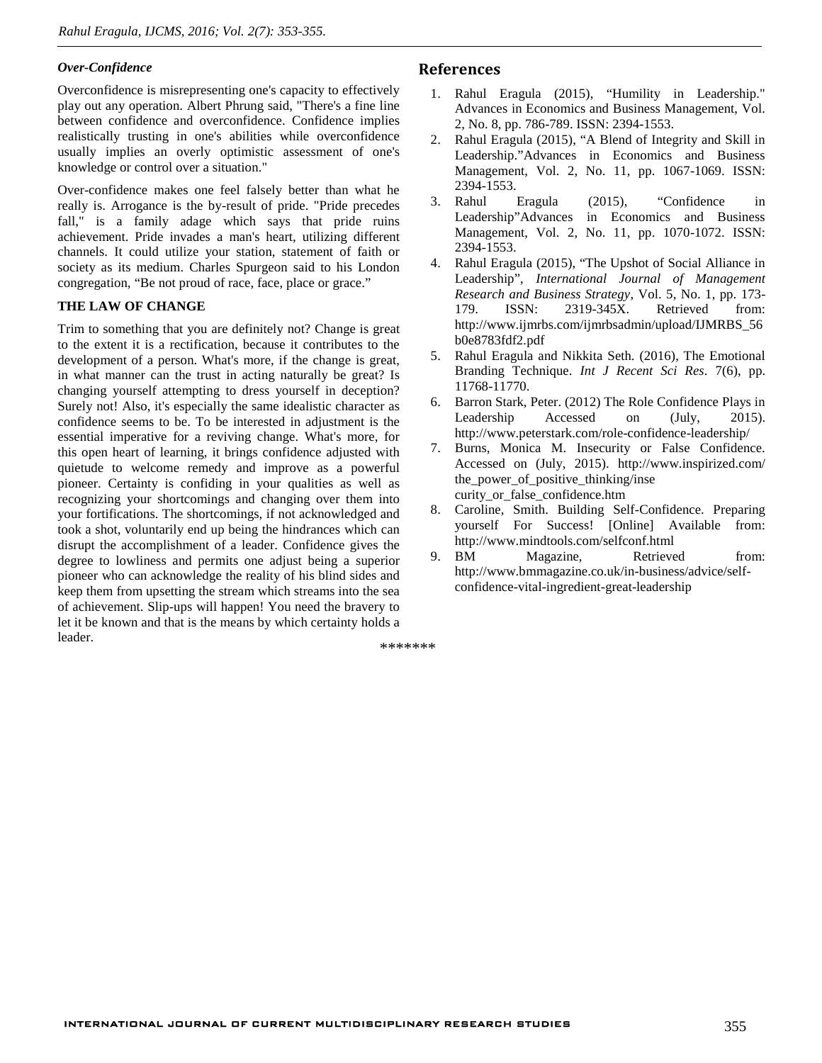### *Over-Confidence*

Overconfidence is misrepresenting one's capacity to effectively play out any operation. Albert Phrung said, "There's a fine line between confidence and overconfidence. Confidence implies realistically trusting in one's abilities while overconfidence usually implies an overly optimistic assessment of one's knowledge or control over a situation."

Over-confidence makes one feel falsely better than what he really is. Arrogance is the by-result of pride. "Pride precedes fall," is a family adage which says that pride ruins achievement. Pride invades a man's heart, utilizing different channels. It could utilize your station, statement of faith or society as its medium. Charles Spurgeon said to his London congregation, "Be not proud of race, face, place or grace."

### THE LAW OF CHANGE

Trim to something that you are definitely not? Change is great to the extent it is a rectification, because it contributes to the development of a person. What's more, if the change is great, in what manner can the trust in acting naturally be great? Is changing yourself attempting to dress yourself in deception? Surely not! Also, it's especially the same idealistic character as confidence seems to be. To be interested in adjustment is the essential imperative for a reviving change. What's more, for this open heart of learning, it brings confidence adjusted with quietude to welcome remedy and improve as a powerful pioneer. Certainty is confiding in your qualities as well as recognizing your shortcomings and changing over them into your fortifications. The shortcomings, if not acknowledged and took a shot, voluntarily end up being the hindrances which can disrupt the accomplishment of a leader. Confidence gives the degree to lowliness and permits one adjust being a superior pioneer who can acknowledge the reality of his blind sides and keep them from upsetting the stream which streams into the sea of achievement. Slip-ups will happen! You need the bravery to let it be known and that is the means by which certainty holds a leader.

## References

1. Rahul Eragula (2015), "Humility in Leadership." Advances in Economics and Business Management, Vol. 2, No. 8, pp. 786-789. ISSN: 2394-1553.
2. Rahul Eragula (2015), "A Blend of Integrity and Skill in Leadership."Advances in Economics and Business Management, Vol. 2, No. 11, pp. 1067-1069. ISSN: 2394-1553.
3. Rahul Eragula (2015), "Confidence in Leadership"Advances in Economics and Business Management, Vol. 2, No. 11, pp. 1070-1072. ISSN: 2394-1553.
4. Rahul Eragula (2015), "The Upshot of Social Alliance in Leadership", *International Journal of Management Research and Business Strategy*, Vol. 5, No. 1, pp. 173-179. ISSN: 2319-345X. Retrieved from: http://www.ijmrbs.com/ijmrbsadmin/upload/IJMRBS_56b0e8783fdf2.pdf
5. Rahul Eragula and Nikkita Seth. (2016), The Emotional Branding Technique. *Int J Recent Sci Res*. 7(6), pp. 11768-11770.
6. Barron Stark, Peter. (2012) The Role Confidence Plays in Leadership Accessed on (July, 2015). http://www.peterstark.com/role-confidence-leadership/
7. Burns, Monica M. Insecurity or False Confidence. Accessed on (July, 2015). http://www.inspirized.com/the_power_of_positive_thinking/insecurity_or_false_confidence.htm
8. Caroline, Smith. Building Self-Confidence. Preparing yourself For Success! [Online] Available from: http://www.mindtools.com/selfconf.html
9. BM Magazine, Retrieved from: http://www.bmmagazine.co.uk/in-business/advice/self-confidence-vital-ingredient-great-leadership

*******